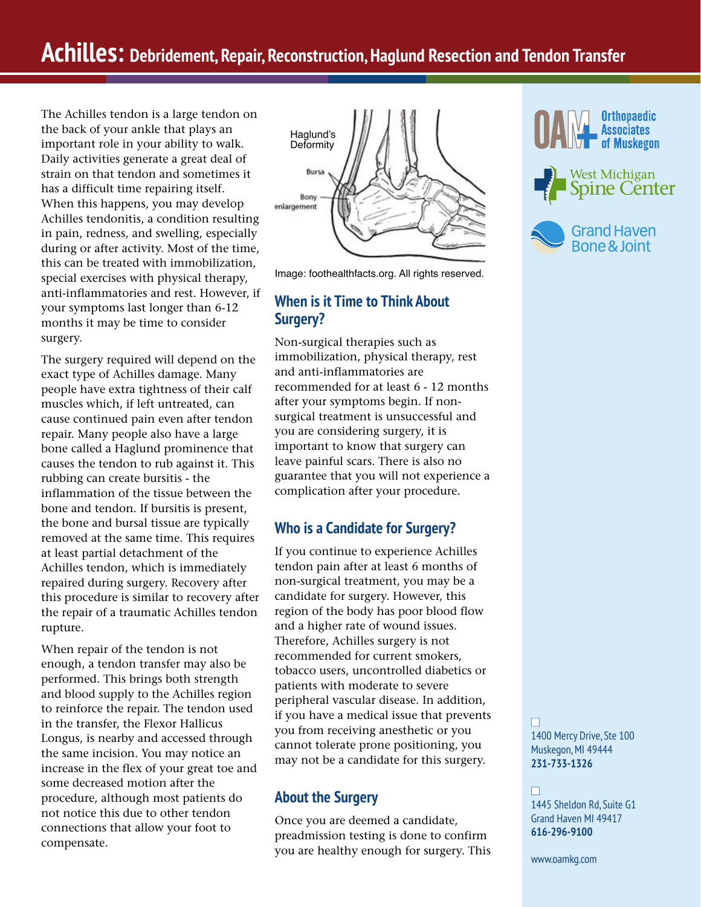# Achilles: Debridement, Repair, Reconstruction, Haglund Resection and Tendon Transfer

The Achilles tendon is a large tendon on the back of your ankle that plays an important role in your ability to walk. Daily activities generate a great deal of strain on that tendon and sometimes it has a difficult time repairing itself. When this happens, you may develop Achilles tendonitis, a condition resulting in pain, redness, and swelling, especially during or after activity. Most of the time, this can be treated with immobilization, special exercises with physical therapy, anti-inflammatories and rest. However, if your symptoms last longer than 6-12 months it may be time to consider surgery.

The surgery required will depend on the exact type of Achilles damage. Many people have extra tightness of their calf muscles which, if left untreated, can cause continued pain even after tendon repair. Many people also have a large bone called a Haglund prominence that causes the tendon to rub against it. This rubbing can create bursitis - the inflammation of the tissue between the bone and tendon. If bursitis is present, the bone and bursal tissue are typically removed at the same time. This requires at least partial detachment of the Achilles tendon, which is immediately repaired during surgery. Recovery after this procedure is similar to recovery after the repair of a traumatic Achilles tendon rupture.

When repair of the tendon is not enough, a tendon transfer may also be performed. This brings both strength and blood supply to the Achilles region to reinforce the repair. The tendon used in the transfer, the Flexor Hallicus Longus, is nearby and accessed through the same incision. You may notice an increase in the flex of your great toe and some decreased motion after the procedure, although most patients do not notice this due to other tendon connections that allow your foot to compensate.

Haglund's Deformity

Bursa

Bony enlargement

Image: foothealthfacts.org. All rights reserved.

## When is it Time to Think About Surgery?

Non-surgical therapies such as immobilization, physical therapy, rest and anti-inflammatories are recommended for at least 6 - 12 months after your symptoms begin. If non-surgical treatment is unsuccessful and you are considering surgery, it is important to know that surgery can leave painful scars. There is also no guarantee that you will not experience a complication after your procedure.

## Who is a Candidate for Surgery?

If you continue to experience Achilles tendon pain after at least 6 months of non-surgical treatment, you may be a candidate for surgery. However, this region of the body has poor blood flow and a higher rate of wound issues. Therefore, Achilles surgery is not recommended for current smokers, tobacco users, uncontrolled diabetics or patients with moderate to severe peripheral vascular disease. In addition, if you have a medical issue that prevents you from receiving anesthetic or you cannot tolerate prone positioning, you may not be a candidate for this surgery.

## About the Surgery

Once you are deemed a candidate, preadmission testing is done to confirm you are healthy enough for surgery. This

Orthopaedic Associates of Muskegon

West Michigan Spine Center

Grand Haven Bone & Joint

☐ 1400 Mercy Drive, Ste 100
Muskegon, MI 49444
**231-733-1326**

☐ 1445 Sheldon Rd, Suite G1
Grand Haven MI 49417
**616-296-9100**

www.oamkg.com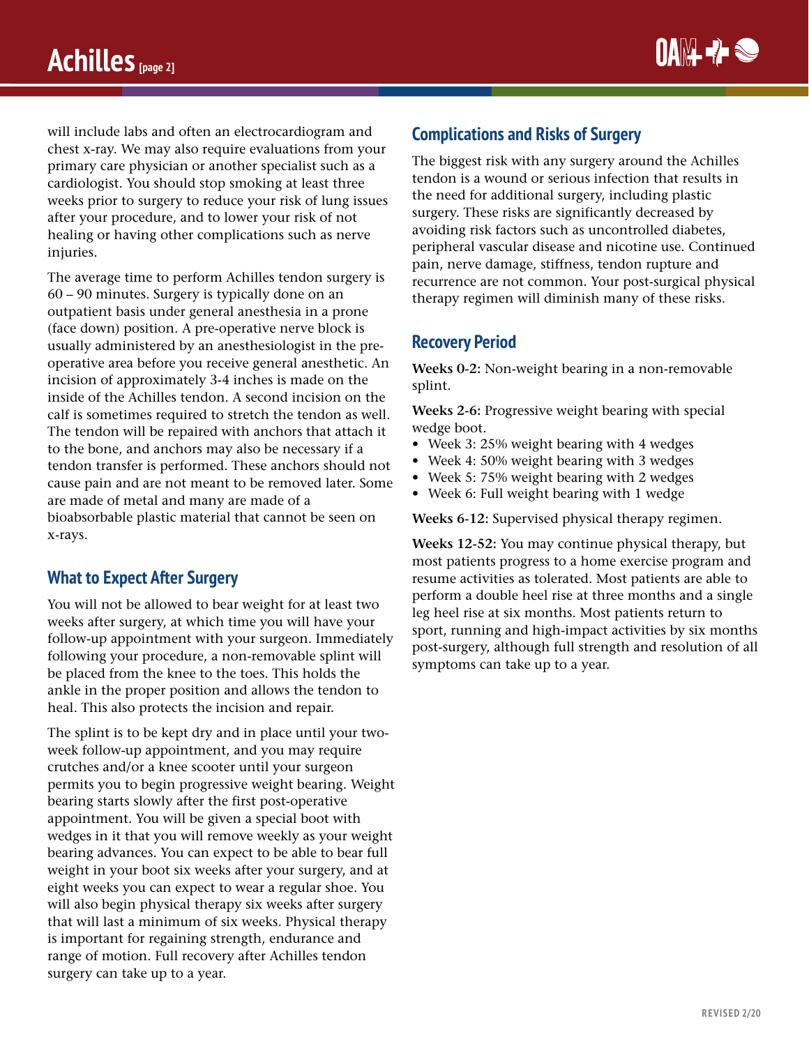will include labs and often an electrocardiogram and chest x-ray. We may also require evaluations from your primary care physician or another specialist such as a cardiologist. You should stop smoking at least three weeks prior to surgery to reduce your risk of lung issues after your procedure, and to lower your risk of not healing or having other complications such as nerve injuries.

The average time to perform Achilles tendon surgery is 60 – 90 minutes. Surgery is typically done on an outpatient basis under general anesthesia in a prone (face down) position. A pre-operative nerve block is usually administered by an anesthesiologist in the pre-operative area before you receive general anesthetic. An incision of approximately 3-4 inches is made on the inside of the Achilles tendon. A second incision on the calf is sometimes required to stretch the tendon as well. The tendon will be repaired with anchors that attach it to the bone, and anchors may also be necessary if a tendon transfer is performed. These anchors should not cause pain and are not meant to be removed later. Some are made of metal and many are made of a bioabsorbable plastic material that cannot be seen on x-rays.

## What to Expect After Surgery

You will not be allowed to bear weight for at least two weeks after surgery, at which time you will have your follow-up appointment with your surgeon. Immediately following your procedure, a non-removable splint will be placed from the knee to the toes. This holds the ankle in the proper position and allows the tendon to heal. This also protects the incision and repair.

The splint is to be kept dry and in place until your two-week follow-up appointment, and you may require crutches and/or a knee scooter until your surgeon permits you to begin progressive weight bearing. Weight bearing starts slowly after the first post-operative appointment. You will be given a special boot with wedges in it that you will remove weekly as your weight bearing advances. You can expect to be able to bear full weight in your boot six weeks after your surgery, and at eight weeks you can expect to wear a regular shoe. You will also begin physical therapy six weeks after surgery that will last a minimum of six weeks. Physical therapy is important for regaining strength, endurance and range of motion. Full recovery after Achilles tendon surgery can take up to a year.

## Complications and Risks of Surgery

The biggest risk with any surgery around the Achilles tendon is a wound or serious infection that results in the need for additional surgery, including plastic surgery. These risks are significantly decreased by avoiding risk factors such as uncontrolled diabetes, peripheral vascular disease and nicotine use. Continued pain, nerve damage, stiffness, tendon rupture and recurrence are not common. Your post-surgical physical therapy regimen will diminish many of these risks.

## Recovery Period

**Weeks 0-2:** Non-weight bearing in a non-removable splint.

**Weeks 2-6:** Progressive weight bearing with special wedge boot.

- Week 3: 25% weight bearing with 4 wedges
- Week 4: 50% weight bearing with 3 wedges
- Week 5: 75% weight bearing with 2 wedges
- Week 6: Full weight bearing with 1 wedge

**Weeks 6-12:** Supervised physical therapy regimen.

**Weeks 12-52:** You may continue physical therapy, but most patients progress to a home exercise program and resume activities as tolerated. Most patients are able to perform a double heel rise at three months and a single leg heel rise at six months. Most patients return to sport, running and high-impact activities by six months post-surgery, although full strength and resolution of all symptoms can take up to a year.

REVISED 2/20